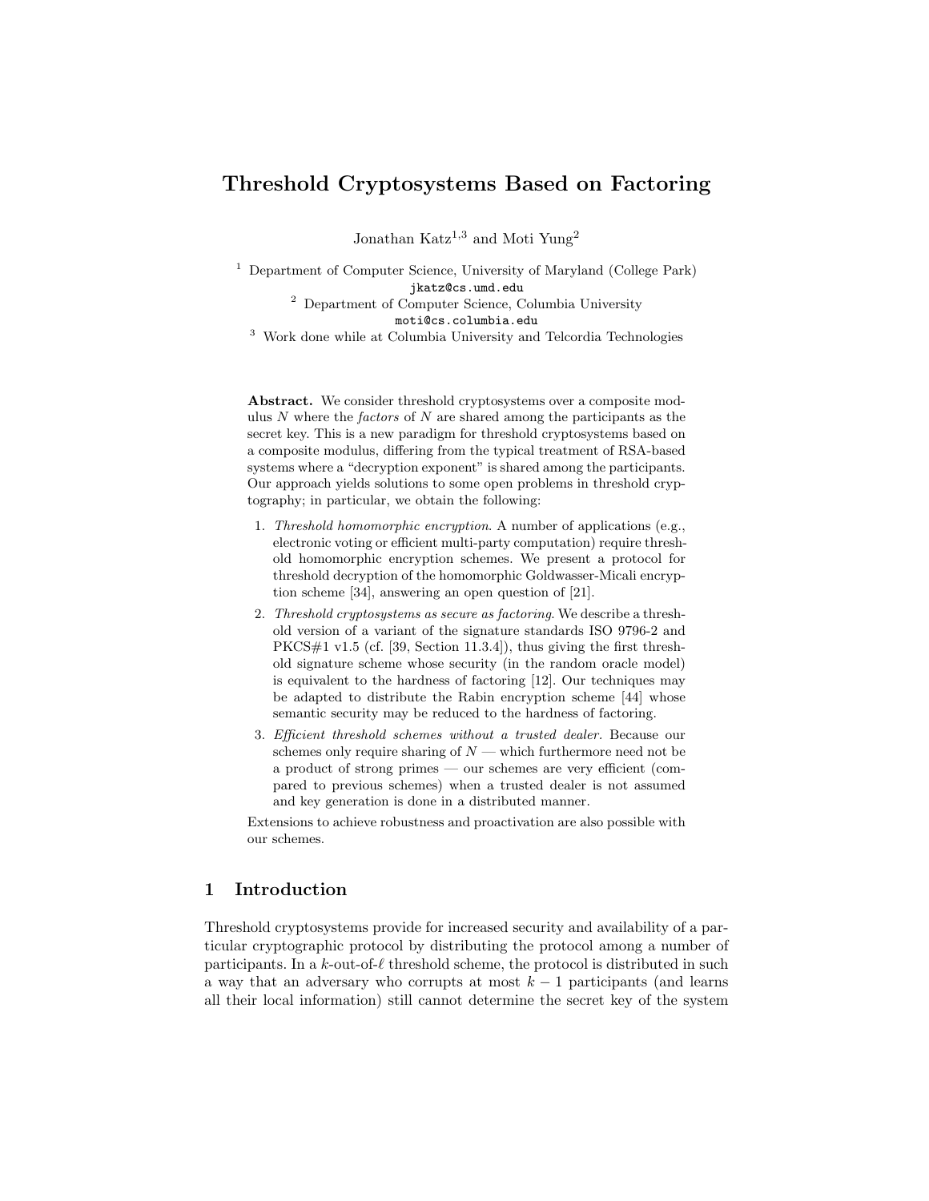# Threshold Cryptosystems Based on Factoring

Jonathan Katz[1,3] and Moti Yung[2]

[1] Department of Computer Science, University of Maryland (College Park)
jkatz@cs.umd.edu
[2] Department of Computer Science, Columbia University
moti@cs.columbia.edu
[3] Work done while at Columbia University and Telcordia Technologies

**Abstract.** We consider threshold cryptosystems over a composite modulus $N$ where the *factors* of $N$ are shared among the participants as the secret key. This is a new paradigm for threshold cryptosystems based on a composite modulus, differing from the typical treatment of RSA-based systems where a "decryption exponent" is shared among the participants. Our approach yields solutions to some open problems in threshold cryptography; in particular, we obtain the following:

1. *Threshold homomorphic encryption.* A number of applications (e.g., electronic voting or efficient multi-party computation) require threshold homomorphic encryption schemes. We present a protocol for threshold decryption of the homomorphic Goldwasser-Micali encryption scheme [34], answering an open question of [21].
2. *Threshold cryptosystems as secure as factoring.* We describe a threshold version of a variant of the signature standards ISO 9796-2 and PKCS#1 v1.5 (cf. [39, Section 11.3.4]), thus giving the first threshold signature scheme whose security (in the random oracle model) is equivalent to the hardness of factoring [12]. Our techniques may be adapted to distribute the Rabin encryption scheme [44] whose semantic security may be reduced to the hardness of factoring.
3. *Efficient threshold schemes without a trusted dealer.* Because our schemes only require sharing of $N$ — which furthermore need not be a product of strong primes — our schemes are very efficient (compared to previous schemes) when a trusted dealer is not assumed and key generation is done in a distributed manner.

Extensions to achieve robustness and proactivation are also possible with our schemes.

## 1 Introduction

Threshold cryptosystems provide for increased security and availability of a particular cryptographic protocol by distributing the protocol among a number of participants. In a $k$-out-of-$\ell$ threshold scheme, the protocol is distributed in such a way that an adversary who corrupts at most $k-1$ participants (and learns all their local information) still cannot determine the secret key of the system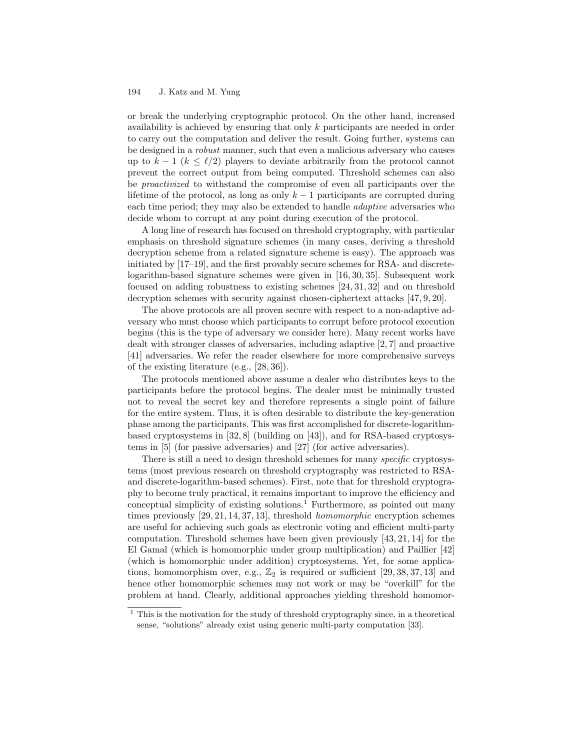or break the underlying cryptographic protocol. On the other hand, increased availability is achieved by ensuring that only $k$ participants are needed in order to carry out the computation and deliver the result. Going further, systems can be designed in a *robust* manner, such that even a malicious adversary who causes up to $k-1$ ($k \leq \ell/2$) players to deviate arbitrarily from the protocol cannot prevent the correct output from being computed. Threshold schemes can also be *proactivized* to withstand the compromise of even all participants over the lifetime of the protocol, as long as only $k-1$ participants are corrupted during each time period; they may also be extended to handle *adaptive* adversaries who decide whom to corrupt at any point during execution of the protocol.

A long line of research has focused on threshold cryptography, with particular emphasis on threshold signature schemes (in many cases, deriving a threshold decryption scheme from a related signature scheme is easy). The approach was initiated by [17–19], and the first provably secure schemes for RSA- and discrete-logarithm-based signature schemes were given in [16, 30, 35]. Subsequent work focused on adding robustness to existing schemes [24, 31, 32] and on threshold decryption schemes with security against chosen-ciphertext attacks [47, 9, 20].

The above protocols are all proven secure with respect to a non-adaptive adversary who must choose which participants to corrupt before protocol execution begins (this is the type of adversary we consider here). Many recent works have dealt with stronger classes of adversaries, including adaptive [2, 7] and proactive [41] adversaries. We refer the reader elsewhere for more comprehensive surveys of the existing literature (e.g., [28, 36]).

The protocols mentioned above assume a dealer who distributes keys to the participants before the protocol begins. The dealer must be minimally trusted not to reveal the secret key and therefore represents a single point of failure for the entire system. Thus, it is often desirable to distribute the key-generation phase among the participants. This was first accomplished for discrete-logarithm-based cryptosystems in [32, 8] (building on [43]), and for RSA-based cryptosystems in [5] (for passive adversaries) and [27] (for active adversaries).

There is still a need to design threshold schemes for many *specific* cryptosystems (most previous research on threshold cryptography was restricted to RSA- and discrete-logarithm-based schemes). First, note that for threshold cryptography to become truly practical, it remains important to improve the efficiency and conceptual simplicity of existing solutions.[1] Furthermore, as pointed out many times previously [29, 21, 14, 37, 13], threshold *homomorphic* encryption schemes are useful for achieving such goals as electronic voting and efficient multi-party computation. Threshold schemes have been given previously [43, 21, 14] for the El Gamal (which is homomorphic under group multiplication) and Paillier [42] (which is homomorphic under addition) cryptosystems. Yet, for some applications, homomorphism over, e.g., $\mathbb{Z}_2$ is required or sufficient [29, 38, 37, 13] and hence other homomorphic schemes may not work or may be "overkill" for the problem at hand. Clearly, additional approaches yielding threshold homomor-

[1] This is the motivation for the study of threshold cryptography since, in a theoretical sense, "solutions" already exist using generic multi-party computation [33].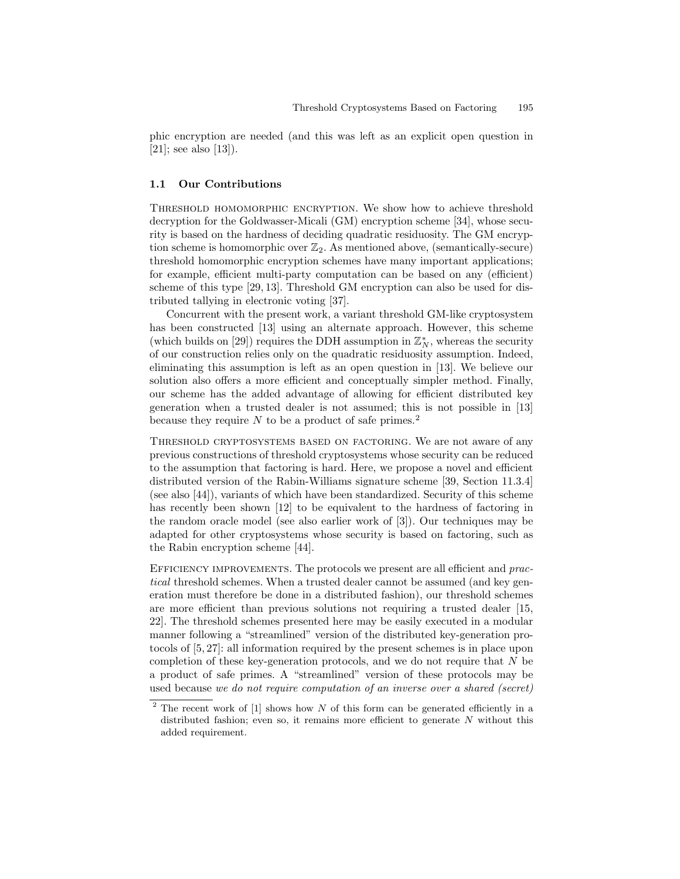phic encryption are needed (and this was left as an explicit open question in [21]; see also [13]).

### 1.1 Our Contributions

THRESHOLD HOMOMORPHIC ENCRYPTION. We show how to achieve threshold decryption for the Goldwasser-Micali (GM) encryption scheme [34], whose security is based on the hardness of deciding quadratic residuosity. The GM encryption scheme is homomorphic over $\mathbb{Z}_2$. As mentioned above, (semantically-secure) threshold homomorphic encryption schemes have many important applications; for example, efficient multi-party computation can be based on any (efficient) scheme of this type [29, 13]. Threshold GM encryption can also be used for distributed tallying in electronic voting [37].

Concurrent with the present work, a variant threshold GM-like cryptosystem has been constructed [13] using an alternate approach. However, this scheme (which builds on [29]) requires the DDH assumption in $\mathbb{Z}_N^*$, whereas the security of our construction relies only on the quadratic residuosity assumption. Indeed, eliminating this assumption is left as an open question in [13]. We believe our solution also offers a more efficient and conceptually simpler method. Finally, our scheme has the added advantage of allowing for efficient distributed key generation when a trusted dealer is not assumed; this is not possible in [13] because they require $N$ to be a product of safe primes.[2]

THRESHOLD CRYPTOSYSTEMS BASED ON FACTORING. We are not aware of any previous constructions of threshold cryptosystems whose security can be reduced to the assumption that factoring is hard. Here, we propose a novel and efficient distributed version of the Rabin-Williams signature scheme [39, Section 11.3.4] (see also [44]), variants of which have been standardized. Security of this scheme has recently been shown [12] to be equivalent to the hardness of factoring in the random oracle model (see also earlier work of [3]). Our techniques may be adapted for other cryptosystems whose security is based on factoring, such as the Rabin encryption scheme [44].

EFFICIENCY IMPROVEMENTS. The protocols we present are all efficient and *practical* threshold schemes. When a trusted dealer cannot be assumed (and key generation must therefore be done in a distributed fashion), our threshold schemes are more efficient than previous solutions not requiring a trusted dealer [15, 22]. The threshold schemes presented here may be easily executed in a modular manner following a "streamlined" version of the distributed key-generation protocols of [5, 27]: all information required by the present schemes is in place upon completion of these key-generation protocols, and we do not require that $N$ be a product of safe primes. A "streamlined" version of these protocols may be used because *we do not require computation of an inverse over a shared (secret)*

[2] The recent work of [1] shows how $N$ of this form can be generated efficiently in a distributed fashion; even so, it remains more efficient to generate $N$ without this added requirement.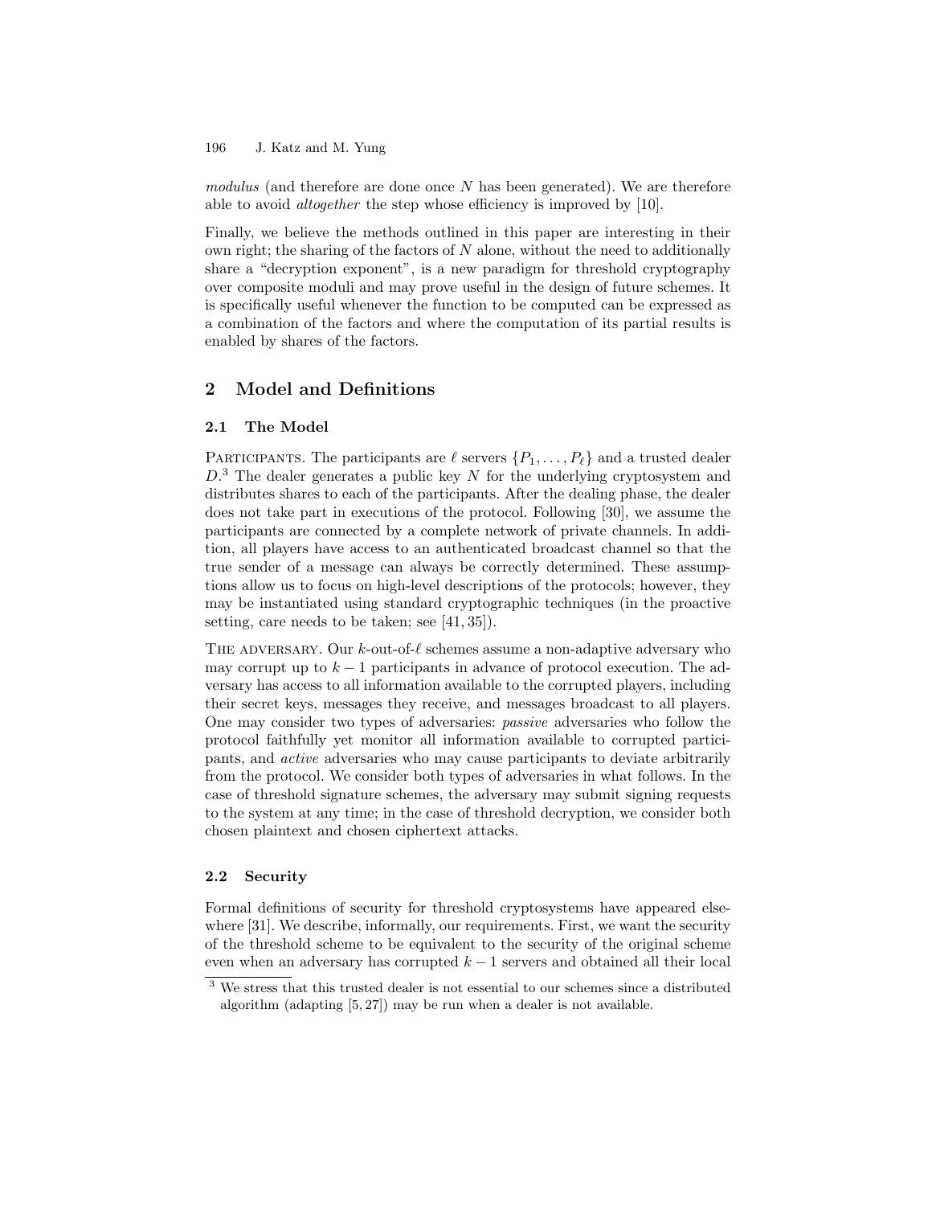*modulus* (and therefore are done once $N$ has been generated). We are therefore able to avoid *altogether* the step whose efficiency is improved by [10].

Finally, we believe the methods outlined in this paper are interesting in their own right; the sharing of the factors of $N$ alone, without the need to additionally share a "decryption exponent", is a new paradigm for threshold cryptography over composite moduli and may prove useful in the design of future schemes. It is specifically useful whenever the function to be computed can be expressed as a combination of the factors and where the computation of its partial results is enabled by shares of the factors.

## 2 Model and Definitions

### 2.1 The Model

PARTICIPANTS. The participants are $\ell$ servers $\{P_1, \ldots, P_\ell\}$ and a trusted dealer $D$.[3] The dealer generates a public key $N$ for the underlying cryptosystem and distributes shares to each of the participants. After the dealing phase, the dealer does not take part in executions of the protocol. Following [30], we assume the participants are connected by a complete network of private channels. In addition, all players have access to an authenticated broadcast channel so that the true sender of a message can always be correctly determined. These assumptions allow us to focus on high-level descriptions of the protocols; however, they may be instantiated using standard cryptographic techniques (in the proactive setting, care needs to be taken; see [41, 35]).

THE ADVERSARY. Our $k$-out-of-$\ell$ schemes assume a non-adaptive adversary who may corrupt up to $k-1$ participants in advance of protocol execution. The adversary has access to all information available to the corrupted players, including their secret keys, messages they receive, and messages broadcast to all players. One may consider two types of adversaries: *passive* adversaries who follow the protocol faithfully yet monitor all information available to corrupted participants, and *active* adversaries who may cause participants to deviate arbitrarily from the protocol. We consider both types of adversaries in what follows. In the case of threshold signature schemes, the adversary may submit signing requests to the system at any time; in the case of threshold decryption, we consider both chosen plaintext and chosen ciphertext attacks.

### 2.2 Security

Formal definitions of security for threshold cryptosystems have appeared elsewhere [31]. We describe, informally, our requirements. First, we want the security of the threshold scheme to be equivalent to the security of the original scheme even when an adversary has corrupted $k-1$ servers and obtained all their local

[3] We stress that this trusted dealer is not essential to our schemes since a distributed algorithm (adapting [5, 27]) may be run when a dealer is not available.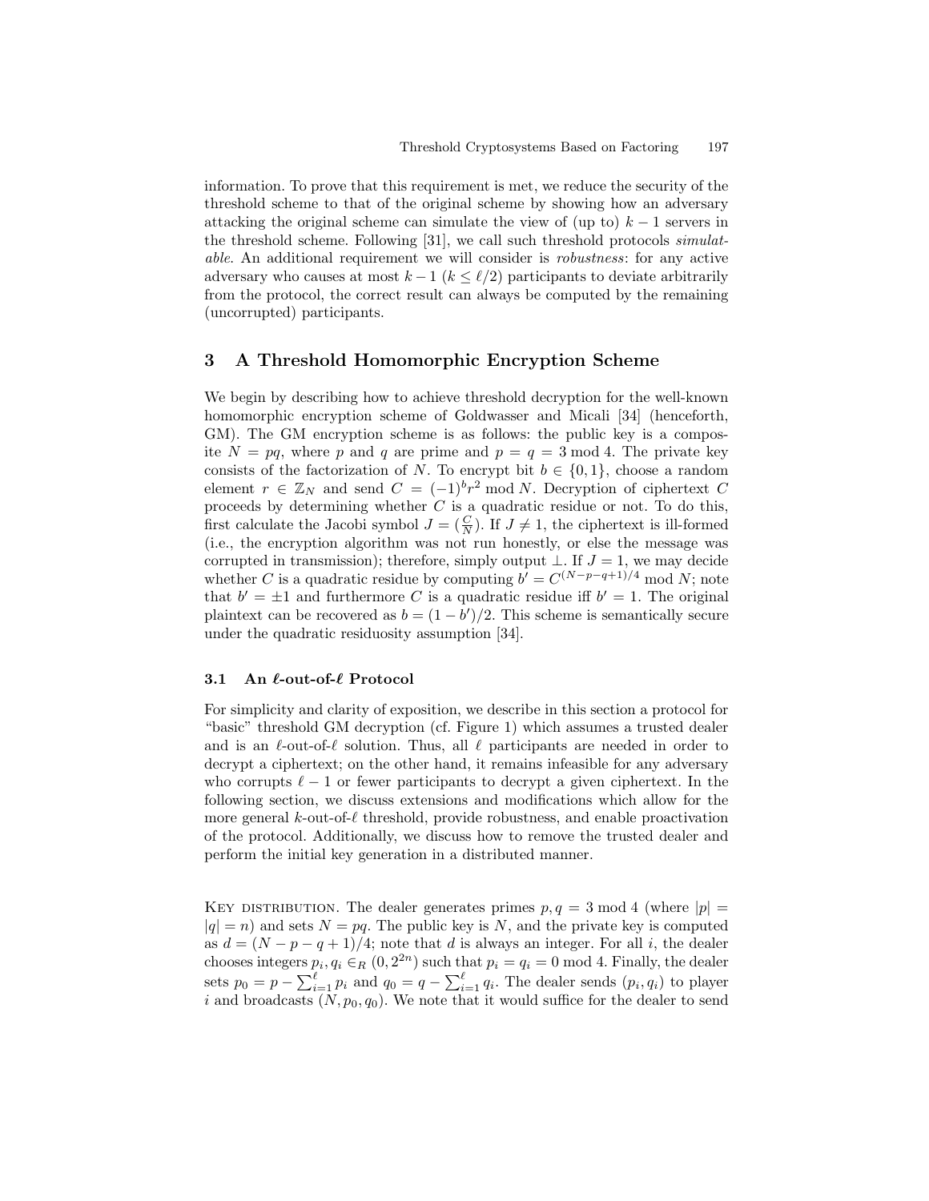information. To prove that this requirement is met, we reduce the security of the threshold scheme to that of the original scheme by showing how an adversary attacking the original scheme can simulate the view of (up to) $k-1$ servers in the threshold scheme. Following [31], we call such threshold protocols *simulatable*. An additional requirement we will consider is *robustness*: for any active adversary who causes at most $k-1$ ($k \leq \ell/2$) participants to deviate arbitrarily from the protocol, the correct result can always be computed by the remaining (uncorrupted) participants.

## 3 A Threshold Homomorphic Encryption Scheme

We begin by describing how to achieve threshold decryption for the well-known homomorphic encryption scheme of Goldwasser and Micali [34] (henceforth, GM). The GM encryption scheme is as follows: the public key is a composite $N = pq$, where $p$ and $q$ are prime and $p = q = 3 \bmod 4$. The private key consists of the factorization of $N$. To encrypt bit $b \in \{0, 1\}$, choose a random element $r \in \mathbb{Z}_N$ and send $C = (-1)^b r^2 \bmod N$. Decryption of ciphertext $C$ proceeds by determining whether $C$ is a quadratic residue or not. To do this, first calculate the Jacobi symbol $J = (\frac{C}{N})$. If $J \neq 1$, the ciphertext is ill-formed (i.e., the encryption algorithm was not run honestly, or else the message was corrupted in transmission); therefore, simply output $\perp$. If $J = 1$, we may decide whether $C$ is a quadratic residue by computing $b' = C^{(N-p-q+1)/4} \bmod N$; note that $b' = \pm 1$ and furthermore $C$ is a quadratic residue iff $b' = 1$. The original plaintext can be recovered as $b = (1 - b')/2$. This scheme is semantically secure under the quadratic residuosity assumption [34].

### 3.1 An $\ell$-out-of-$\ell$ Protocol

For simplicity and clarity of exposition, we describe in this section a protocol for "basic" threshold GM decryption (cf. Figure 1) which assumes a trusted dealer and is an $\ell$-out-of-$\ell$ solution. Thus, all $\ell$ participants are needed in order to decrypt a ciphertext; on the other hand, it remains infeasible for any adversary who corrupts $\ell - 1$ or fewer participants to decrypt a given ciphertext. In the following section, we discuss extensions and modifications which allow for the more general $k$-out-of-$\ell$ threshold, provide robustness, and enable proactivation of the protocol. Additionally, we discuss how to remove the trusted dealer and perform the initial key generation in a distributed manner.

Key distribution. The dealer generates primes $p, q = 3 \bmod 4$ (where $|p| = |q| = n$) and sets $N = pq$. The public key is $N$, and the private key is computed as $d = (N - p - q + 1)/4$; note that $d$ is always an integer. For all $i$, the dealer chooses integers $p_i, q_i \in_R (0, 2^{2n})$ such that $p_i = q_i = 0 \bmod 4$. Finally, the dealer sets $p_0 = p - \sum_{i=1}^{\ell} p_i$ and $q_0 = q - \sum_{i=1}^{\ell} q_i$. The dealer sends $(p_i, q_i)$ to player $i$ and broadcasts $(N, p_0, q_0)$. We note that it would suffice for the dealer to send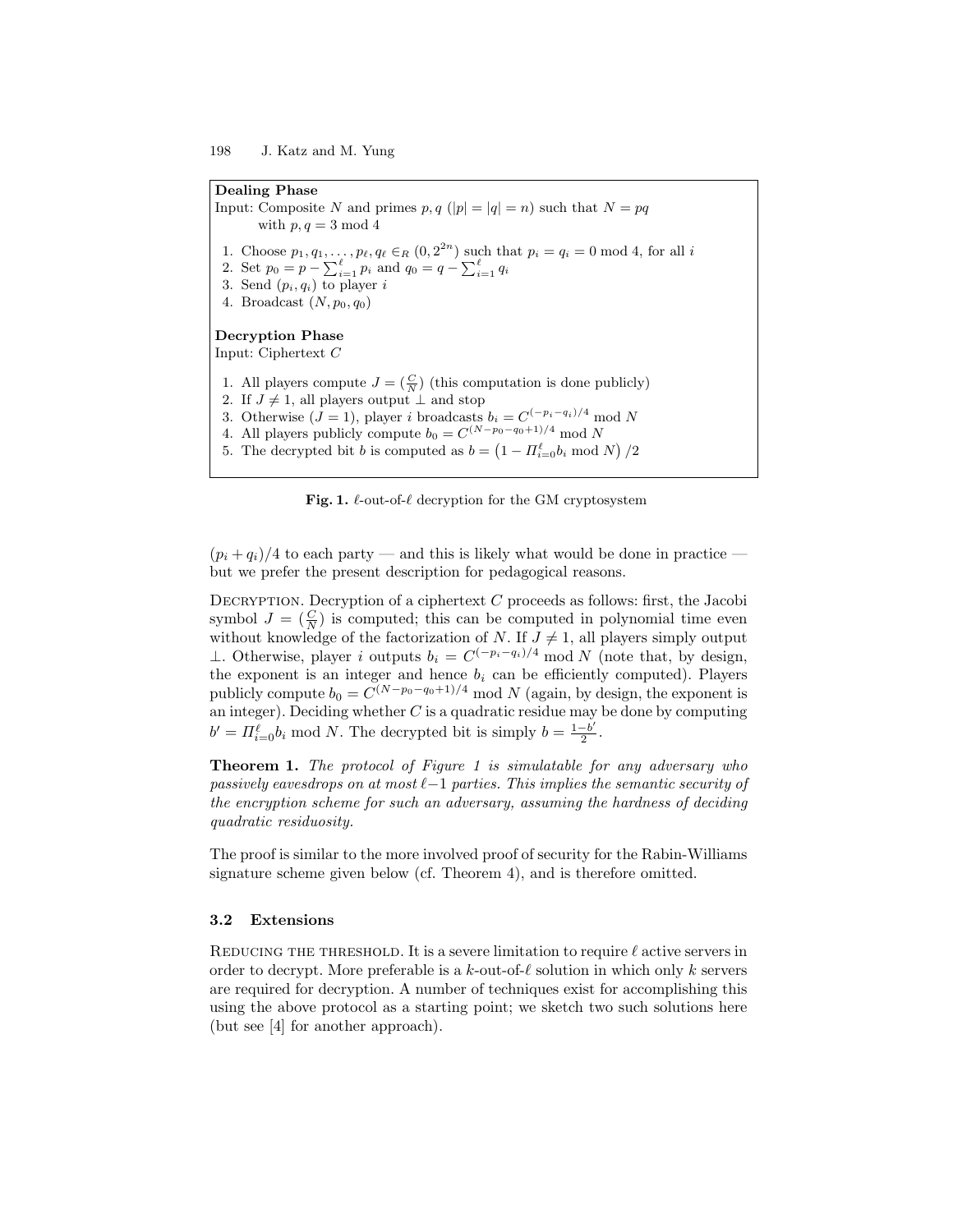**Dealing Phase**

Input: Composite $N$ and primes $p, q$ ($|p| = |q| = n$) such that $N = pq$ with $p, q = 3 \bmod 4$

1. Choose $p_1, q_1, \ldots, p_\ell, q_\ell \in_R (0, 2^{2n})$ such that $p_i = q_i = 0 \bmod 4$, for all $i$
2. Set $p_0 = p - \sum_{i=1}^{\ell} p_i$ and $q_0 = q - \sum_{i=1}^{\ell} q_i$
3. Send $(p_i, q_i)$ to player $i$
4. Broadcast $(N, p_0, q_0)$

**Decryption Phase**

Input: Ciphertext $C$

1. All players compute $J = (\frac{C}{N})$ (this computation is done publicly)
2. If $J \neq 1$, all players output $\perp$ and stop
3. Otherwise ($J = 1$), player $i$ broadcasts $b_i = C^{(-p_i - q_i)/4} \bmod N$
4. All players publicly compute $b_0 = C^{(N - p_0 - q_0 + 1)/4} \bmod N$
5. The decrypted bit $b$ is computed as $b = \left(1 - \Pi_{i=0}^{\ell} b_i \bmod N\right)/2$

**Fig. 1.** $\ell$-out-of-$\ell$ decryption for the GM cryptosystem

$(p_i + q_i)/4$ to each party — and this is likely what would be done in practice — but we prefer the present description for pedagogical reasons.

Decryption. Decryption of a ciphertext $C$ proceeds as follows: first, the Jacobi symbol $J = (\frac{C}{N})$ is computed; this can be computed in polynomial time even without knowledge of the factorization of $N$. If $J \neq 1$, all players simply output $\perp$. Otherwise, player $i$ outputs $b_i = C^{(-p_i - q_i)/4} \bmod N$ (note that, by design, the exponent is an integer and hence $b_i$ can be efficiently computed). Players publicly compute $b_0 = C^{(N - p_0 - q_0 + 1)/4} \bmod N$ (again, by design, the exponent is an integer). Deciding whether $C$ is a quadratic residue may be done by computing $b' = \Pi_{i=0}^{\ell} b_i \bmod N$. The decrypted bit is simply $b = \frac{1 - b'}{2}$.

**Theorem 1.** *The protocol of Figure 1 is simulatable for any adversary who passively eavesdrops on at most $\ell - 1$ parties. This implies the semantic security of the encryption scheme for such an adversary, assuming the hardness of deciding quadratic residuosity.*

The proof is similar to the more involved proof of security for the Rabin-Williams signature scheme given below (cf. Theorem 4), and is therefore omitted.

### 3.2 Extensions

Reducing the threshold. It is a severe limitation to require $\ell$ active servers in order to decrypt. More preferable is a $k$-out-of-$\ell$ solution in which only $k$ servers are required for decryption. A number of techniques exist for accomplishing this using the above protocol as a starting point; we sketch two such solutions here (but see [4] for another approach).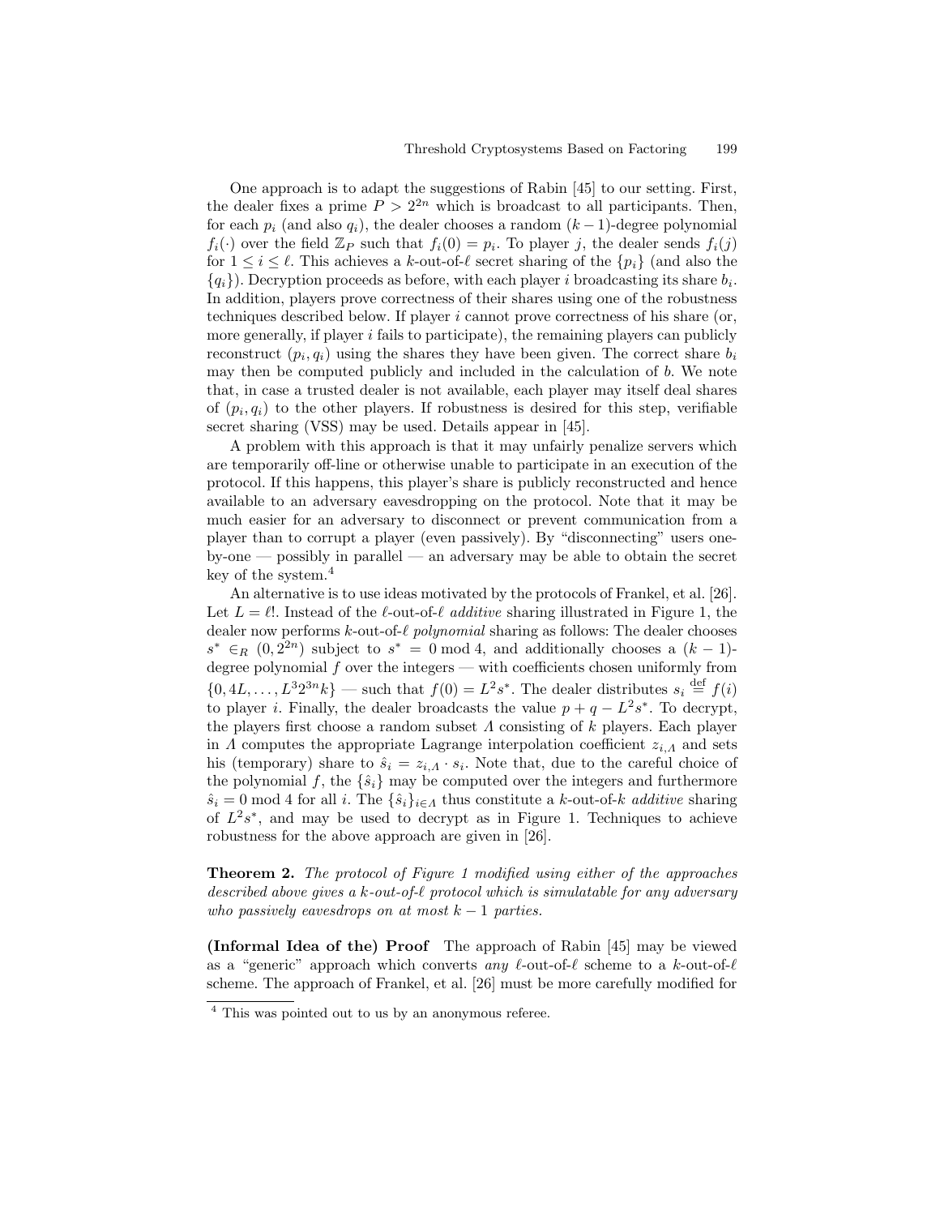One approach is to adapt the suggestions of Rabin [45] to our setting. First, the dealer fixes a prime $P > 2^{2n}$ which is broadcast to all participants. Then, for each $p_i$ (and also $q_i$), the dealer chooses a random $(k-1)$-degree polynomial $f_i(\cdot)$ over the field $\mathbb{Z}_P$ such that $f_i(0) = p_i$. To player $j$, the dealer sends $f_i(j)$ for $1 \leq i \leq \ell$. This achieves a $k$-out-of-$\ell$ secret sharing of the $\{p_i\}$ (and also the $\{q_i\}$). Decryption proceeds as before, with each player $i$ broadcasting its share $b_i$. In addition, players prove correctness of their shares using one of the robustness techniques described below. If player $i$ cannot prove correctness of his share (or, more generally, if player $i$ fails to participate), the remaining players can publicly reconstruct $(p_i, q_i)$ using the shares they have been given. The correct share $b_i$ may then be computed publicly and included in the calculation of $b$. We note that, in case a trusted dealer is not available, each player may itself deal shares of $(p_i, q_i)$ to the other players. If robustness is desired for this step, verifiable secret sharing (VSS) may be used. Details appear in [45].

A problem with this approach is that it may unfairly penalize servers which are temporarily off-line or otherwise unable to participate in an execution of the protocol. If this happens, this player's share is publicly reconstructed and hence available to an adversary eavesdropping on the protocol. Note that it may be much easier for an adversary to disconnect or prevent communication from a player than to corrupt a player (even passively). By "disconnecting" users one-by-one — possibly in parallel — an adversary may be able to obtain the secret key of the system.[4]

An alternative is to use ideas motivated by the protocols of Frankel, et al. [26]. Let $L = \ell!$. Instead of the $\ell$-out-of-$\ell$ *additive* sharing illustrated in Figure 1, the dealer now performs $k$-out-of-$\ell$ *polynomial* sharing as follows: The dealer chooses $s^* \in_R (0, 2^{2n})$ subject to $s^* = 0 \bmod 4$, and additionally chooses a $(k-1)$-degree polynomial $f$ over the integers — with coefficients chosen uniformly from $\{0, 4L, \ldots, L^3 2^{3n} k\}$ — such that $f(0) = L^2 s^*$. The dealer distributes $s_i \stackrel{\text{def}}{=} f(i)$ to player $i$. Finally, the dealer broadcasts the value $p + q - L^2 s^*$. To decrypt, the players first choose a random subset $\Lambda$ consisting of $k$ players. Each player in $\Lambda$ computes the appropriate Lagrange interpolation coefficient $z_{i,\Lambda}$ and sets his (temporary) share to $\hat{s}_i = z_{i,\Lambda} \cdot s_i$. Note that, due to the careful choice of the polynomial $f$, the $\{\hat{s}_i\}$ may be computed over the integers and furthermore $\hat{s}_i = 0 \bmod 4$ for all $i$. The $\{\hat{s}_i\}_{i \in \Lambda}$ thus constitute a $k$-out-of-$k$ *additive* sharing of $L^2 s^*$, and may be used to decrypt as in Figure 1. Techniques to achieve robustness for the above approach are given in [26].

**Theorem 2.** *The protocol of Figure 1 modified using either of the approaches described above gives a $k$-out-of-$\ell$ protocol which is simulatable for any adversary who passively eavesdrops on at most $k-1$ parties.*

**(Informal Idea of the) Proof** The approach of Rabin [45] may be viewed as a "generic" approach which converts *any* $\ell$-out-of-$\ell$ scheme to a $k$-out-of-$\ell$ scheme. The approach of Frankel, et al. [26] must be more carefully modified for

[4] This was pointed out to us by an anonymous referee.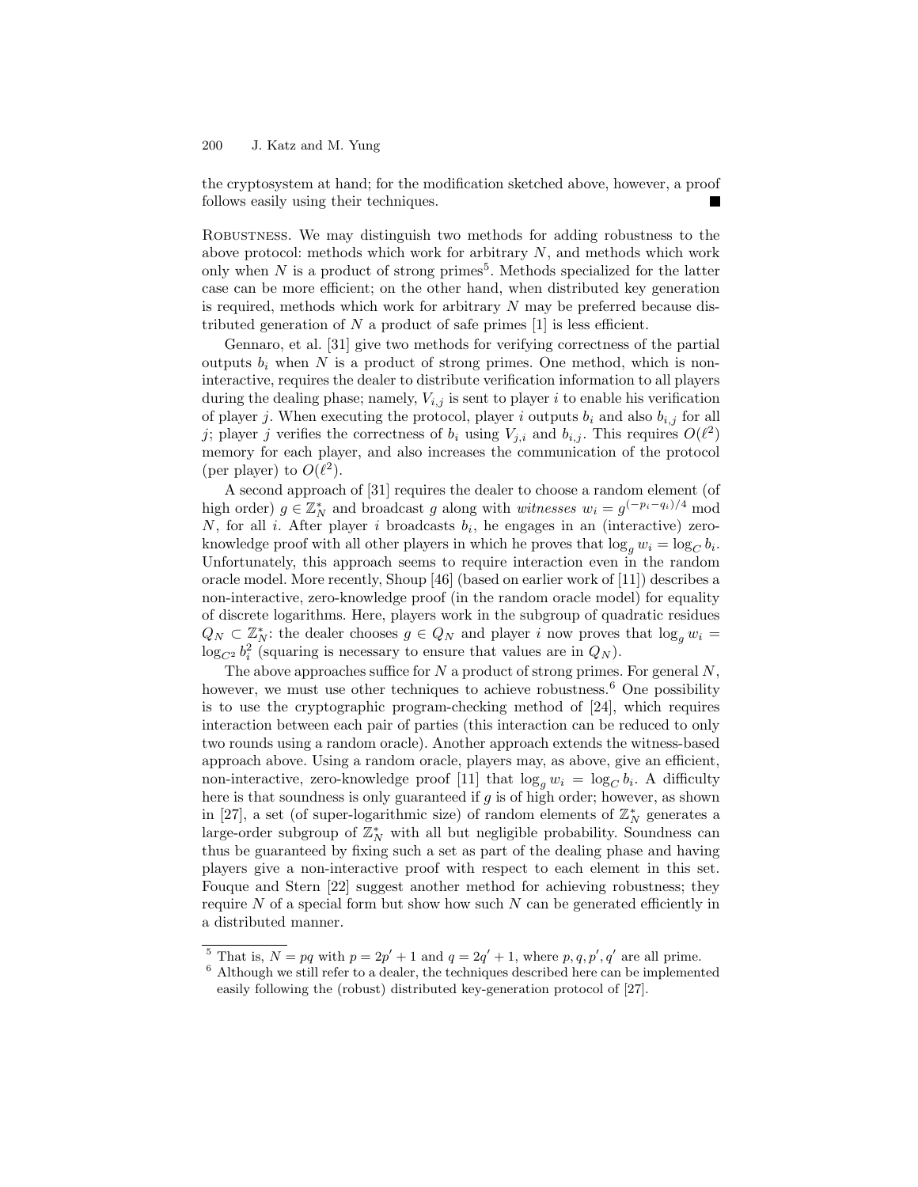the cryptosystem at hand; for the modification sketched above, however, a proof follows easily using their techniques. ■

**Robustness.** We may distinguish two methods for adding robustness to the above protocol: methods which work for arbitrary $N$, and methods which work only when $N$ is a product of strong primes[5]. Methods specialized for the latter case can be more efficient; on the other hand, when distributed key generation is required, methods which work for arbitrary $N$ may be preferred because distributed generation of $N$ a product of safe primes [1] is less efficient.

Gennaro, et al. [31] give two methods for verifying correctness of the partial outputs $b_i$ when $N$ is a product of strong primes. One method, which is non-interactive, requires the dealer to distribute verification information to all players during the dealing phase; namely, $V_{i,j}$ is sent to player $i$ to enable his verification of player $j$. When executing the protocol, player $i$ outputs $b_i$ and also $b_{i,j}$ for all $j$; player $j$ verifies the correctness of $b_i$ using $V_{j,i}$ and $b_{i,j}$. This requires $O(\ell^2)$ memory for each player, and also increases the communication of the protocol (per player) to $O(\ell^2)$.

A second approach of [31] requires the dealer to choose a random element (of high order) $g \in \mathbb{Z}_N^*$ and broadcast $g$ along with *witnesses* $w_i = g^{(-p_i - q_i)/4} \bmod N$, for all $i$. After player $i$ broadcasts $b_i$, he engages in an (interactive) zero-knowledge proof with all other players in which he proves that $\log_g w_i = \log_C b_i$. Unfortunately, this approach seems to require interaction even in the random oracle model. More recently, Shoup [46] (based on earlier work of [11]) describes a non-interactive, zero-knowledge proof (in the random oracle model) for equality of discrete logarithms. Here, players work in the subgroup of quadratic residues $Q_N \subset \mathbb{Z}_N^*$: the dealer chooses $g \in Q_N$ and player $i$ now proves that $\log_g w_i = \log_{C^2} b_i^2$ (squaring is necessary to ensure that values are in $Q_N$).

The above approaches suffice for $N$ a product of strong primes. For general $N$, however, we must use other techniques to achieve robustness.[6] One possibility is to use the cryptographic program-checking method of [24], which requires interaction between each pair of parties (this interaction can be reduced to only two rounds using a random oracle). Another approach extends the witness-based approach above. Using a random oracle, players may, as above, give an efficient, non-interactive, zero-knowledge proof [11] that $\log_g w_i = \log_C b_i$. A difficulty here is that soundness is only guaranteed if $g$ is of high order; however, as shown in [27], a set (of super-logarithmic size) of random elements of $\mathbb{Z}_N^*$ generates a large-order subgroup of $\mathbb{Z}_N^*$ with all but negligible probability. Soundness can thus be guaranteed by fixing such a set as part of the dealing phase and having players give a non-interactive proof with respect to each element in this set. Fouque and Stern [22] suggest another method for achieving robustness; they require $N$ of a special form but show how such $N$ can be generated efficiently in a distributed manner.

---

[5] That is, $N = pq$ with $p = 2p' + 1$ and $q = 2q' + 1$, where $p, q, p', q'$ are all prime.

[6] Although we still refer to a dealer, the techniques described here can be implemented easily following the (robust) distributed key-generation protocol of [27].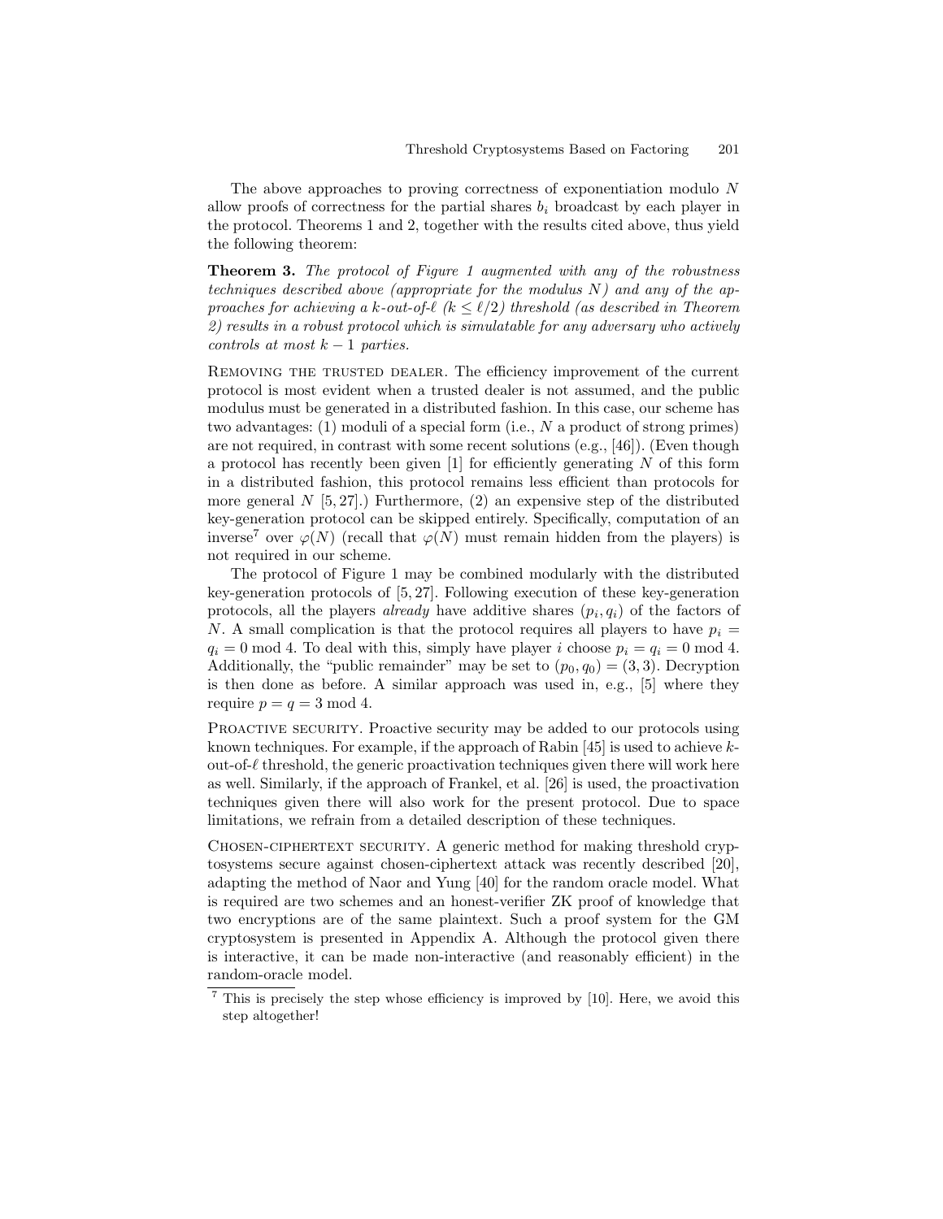The above approaches to proving correctness of exponentiation modulo $N$ allow proofs of correctness for the partial shares $b_i$ broadcast by each player in the protocol. Theorems 1 and 2, together with the results cited above, thus yield the following theorem:

**Theorem 3.** *The protocol of Figure 1 augmented with any of the robustness techniques described above (appropriate for the modulus $N$) and any of the approaches for achieving a $k$-out-of-$\ell$ ($k \leq \ell/2$) threshold (as described in Theorem 2) results in a robust protocol which is simulatable for any adversary who actively controls at most $k-1$ parties.*

Removing the trusted dealer. The efficiency improvement of the current protocol is most evident when a trusted dealer is not assumed, and the public modulus must be generated in a distributed fashion. In this case, our scheme has two advantages: (1) moduli of a special form (i.e., $N$ a product of strong primes) are not required, in contrast with some recent solutions (e.g., [46]). (Even though a protocol has recently been given [1] for efficiently generating $N$ of this form in a distributed fashion, this protocol remains less efficient than protocols for more general $N$ [5, 27].) Furthermore, (2) an expensive step of the distributed key-generation protocol can be skipped entirely. Specifically, computation of an inverse[7] over $\varphi(N)$ (recall that $\varphi(N)$ must remain hidden from the players) is not required in our scheme.

The protocol of Figure 1 may be combined modularly with the distributed key-generation protocols of [5, 27]. Following execution of these key-generation protocols, all the players *already* have additive shares $(p_i, q_i)$ of the factors of $N$. A small complication is that the protocol requires all players to have $p_i = q_i = 0 \bmod 4$. To deal with this, simply have player $i$ choose $p_i = q_i = 0 \bmod 4$. Additionally, the "public remainder" may be set to $(p_0, q_0) = (3, 3)$. Decryption is then done as before. A similar approach was used in, e.g., [5] where they require $p = q = 3 \bmod 4$.

Proactive security. Proactive security may be added to our protocols using known techniques. For example, if the approach of Rabin [45] is used to achieve $k$-out-of-$\ell$ threshold, the generic proactivation techniques given there will work here as well. Similarly, if the approach of Frankel, et al. [26] is used, the proactivation techniques given there will also work for the present protocol. Due to space limitations, we refrain from a detailed description of these techniques.

Chosen-ciphertext security. A generic method for making threshold cryptosystems secure against chosen-ciphertext attack was recently described [20], adapting the method of Naor and Yung [40] for the random oracle model. What is required are two schemes and an honest-verifier ZK proof of knowledge that two encryptions are of the same plaintext. Such a proof system for the GM cryptosystem is presented in Appendix A. Although the protocol given there is interactive, it can be made non-interactive (and reasonably efficient) in the random-oracle model.

[7] This is precisely the step whose efficiency is improved by [10]. Here, we avoid this step altogether!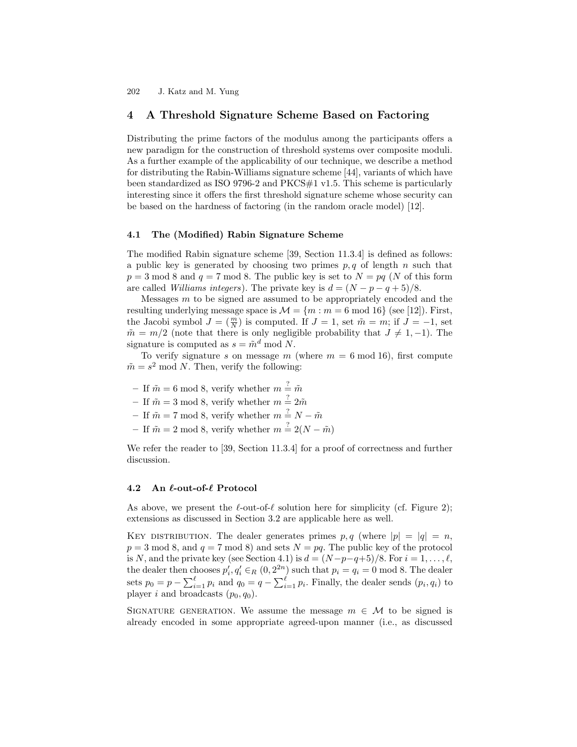## 4 A Threshold Signature Scheme Based on Factoring

Distributing the prime factors of the modulus among the participants offers a new paradigm for the construction of threshold systems over composite moduli. As a further example of the applicability of our technique, we describe a method for distributing the Rabin-Williams signature scheme [44], variants of which have been standardized as ISO 9796-2 and PKCS#1 v1.5. This scheme is particularly interesting since it offers the first threshold signature scheme whose security can be based on the hardness of factoring (in the random oracle model) [12].

### 4.1 The (Modified) Rabin Signature Scheme

The modified Rabin signature scheme [39, Section 11.3.4] is defined as follows: a public key is generated by choosing two primes $p, q$ of length $n$ such that $p = 3 \bmod 8$ and $q = 7 \bmod 8$. The public key is set to $N = pq$ ($N$ of this form are called *Williams integers*). The private key is $d = (N - p - q + 5)/8$.

Messages $m$ to be signed are assumed to be appropriately encoded and the resulting underlying message space is $\mathcal{M} = \{m : m = 6 \bmod 16\}$ (see [12]). First, the Jacobi symbol $J = \left(\frac{m}{N}\right)$ is computed. If $J = 1$, set $\tilde{m} = m$; if $J = -1$, set $\tilde{m} = m/2$ (note that there is only negligible probability that $J \neq 1, -1$). The signature is computed as $s = \tilde{m}^d \bmod N$.

To verify signature $s$ on message $m$ (where $m = 6 \bmod 16$), first compute $\tilde{m} = s^2 \bmod N$. Then, verify the following:

- If $\tilde{m} = 6 \bmod 8$, verify whether $m \stackrel{?}{=} \tilde{m}$
- If $\tilde{m} = 3 \bmod 8$, verify whether $m \stackrel{?}{=} 2\tilde{m}$
- If $\tilde{m} = 7 \bmod 8$, verify whether $m \stackrel{?}{=} N - \tilde{m}$
- If $\tilde{m} = 2 \bmod 8$, verify whether $m \stackrel{?}{=} 2(N - \tilde{m})$

We refer the reader to [39, Section 11.3.4] for a proof of correctness and further discussion.

### 4.2 An $\ell$-out-of-$\ell$ Protocol

As above, we present the $\ell$-out-of-$\ell$ solution here for simplicity (cf. Figure 2); extensions as discussed in Section 3.2 are applicable here as well.

Key distribution. The dealer generates primes $p, q$ (where $|p| = |q| = n$, $p = 3 \bmod 8$, and $q = 7 \bmod 8$) and sets $N = pq$. The public key of the protocol is $N$, and the private key (see Section 4.1) is $d = (N - p - q + 5)/8$. For $i = 1, \ldots, \ell$, the dealer then chooses $p'_i, q'_i \in_R (0, 2^{2n})$ such that $p_i = q_i = 0 \bmod 8$. The dealer sets $p_0 = p - \sum_{i=1}^{\ell} p_i$ and $q_0 = q - \sum_{i=1}^{\ell} p_i$. Finally, the dealer sends $(p_i, q_i)$ to player $i$ and broadcasts $(p_0, q_0)$.

Signature generation. We assume the message $m \in \mathcal{M}$ to be signed is already encoded in some appropriate agreed-upon manner (i.e., as discussed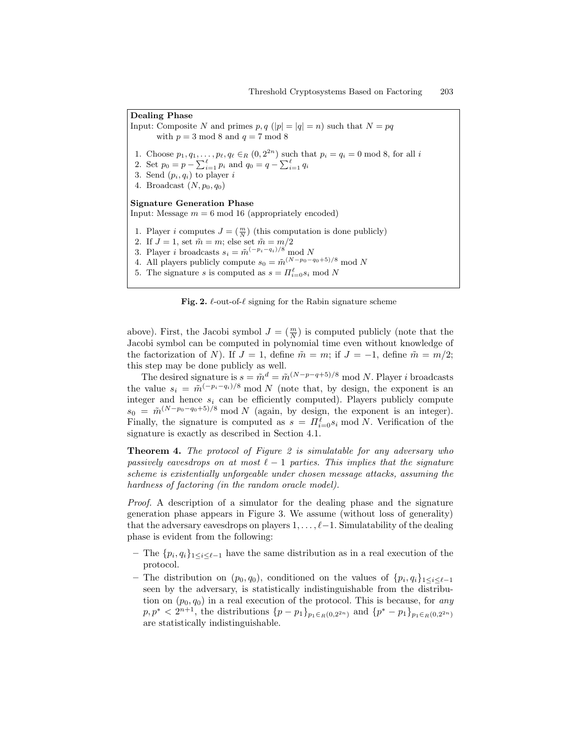**Dealing Phase**

Input: Composite $N$ and primes $p, q$ ($|p| = |q| = n$) such that $N = pq$ with $p = 3 \bmod 8$ and $q = 7 \bmod 8$

1. Choose $p_1, q_1, \ldots, p_\ell, q_\ell \in_R (0, 2^{2n})$ such that $p_i = q_i = 0 \bmod 8$, for all $i$
2. Set $p_0 = p - \sum_{i=1}^{\ell} p_i$ and $q_0 = q - \sum_{i=1}^{\ell} q_i$
3. Send $(p_i, q_i)$ to player $i$
4. Broadcast $(N, p_0, q_0)$

**Signature Generation Phase**

Input: Message $m = 6 \bmod 16$ (appropriately encoded)

1. Player $i$ computes $J = (\frac{m}{N})$ (this computation is done publicly)
2. If $J = 1$, set $\tilde{m} = m$; else set $\tilde{m} = m/2$
3. Player $i$ broadcasts $s_i = \tilde{m}^{(-p_i - q_i)/8} \bmod N$
4. All players publicly compute $s_0 = \tilde{m}^{(N - p_0 - q_0 + 5)/8} \bmod N$
5. The signature $s$ is computed as $s = \Pi_{i=0}^{\ell} s_i \bmod N$

**Fig. 2.** $\ell$-out-of-$\ell$ signing for the Rabin signature scheme

above). First, the Jacobi symbol $J = (\frac{m}{N})$ is computed publicly (note that the Jacobi symbol can be computed in polynomial time even without knowledge of the factorization of $N$). If $J = 1$, define $\tilde{m} = m$; if $J = -1$, define $\tilde{m} = m/2$; this step may be done publicly as well.

The desired signature is $s = \tilde{m}^d = \tilde{m}^{(N-p-q+5)/8} \bmod N$. Player $i$ broadcasts the value $s_i = \tilde{m}^{(-p_i - q_i)/8} \bmod N$ (note that, by design, the exponent is an integer and hence $s_i$ can be efficiently computed). Players publicly compute $s_0 = \tilde{m}^{(N-p_0-q_0+5)/8} \bmod N$ (again, by design, the exponent is an integer). Finally, the signature is computed as $s = \Pi_{i=0}^{\ell} s_i \bmod N$. Verification of the signature is exactly as described in Section 4.1.

**Theorem 4.** *The protocol of Figure 2 is simulatable for any adversary who passively eavesdrops on at most $\ell - 1$ parties. This implies that the signature scheme is existentially unforgeable under chosen message attacks, assuming the hardness of factoring (in the random oracle model).*

*Proof.* A description of a simulator for the dealing phase and the signature generation phase appears in Figure 3. We assume (without loss of generality) that the adversary eavesdrops on players $1, \ldots, \ell - 1$. Simulatability of the dealing phase is evident from the following:

- The $\{p_i, q_i\}_{1 \leq i \leq \ell - 1}$ have the same distribution as in a real execution of the protocol.
- The distribution on $(p_0, q_0)$, conditioned on the values of $\{p_i, q_i\}_{1 \leq i \leq \ell - 1}$ seen by the adversary, is statistically indistinguishable from the distribution on $(p_0, q_0)$ in a real execution of the protocol. This is because, for *any* $p, p^* < 2^{n+1}$, the distributions $\{p - p_1\}_{p_1 \in_R (0, 2^{2n})}$ and $\{p^* - p_1\}_{p_1 \in_R (0, 2^{2n})}$ are statistically indistinguishable.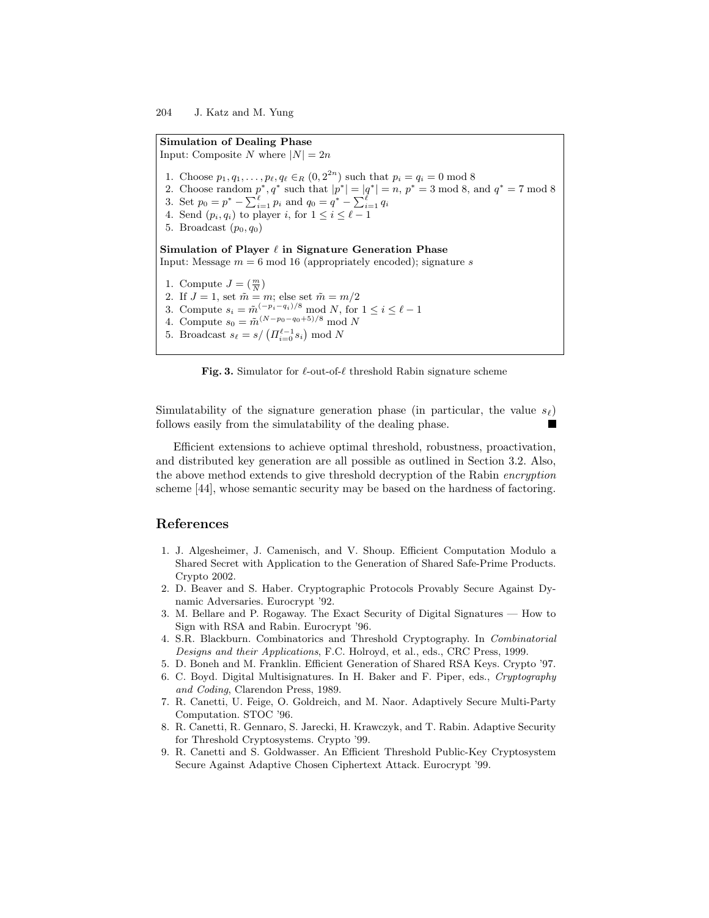**Simulation of Dealing Phase**
Input: Composite $N$ where $|N| = 2n$

1. Choose $p_1, q_1, \ldots, p_\ell, q_\ell \in_R (0, 2^{2n})$ such that $p_i = q_i = 0 \bmod 8$
2. Choose random $p^*, q^*$ such that $|p^*| = |q^*| = n$, $p^* = 3 \bmod 8$, and $q^* = 7 \bmod 8$
3. Set $p_0 = p^* - \sum_{i=1}^{\ell} p_i$ and $q_0 = q^* - \sum_{i=1}^{\ell} q_i$
4. Send $(p_i, q_i)$ to player $i$, for $1 \leq i \leq \ell - 1$
5. Broadcast $(p_0, q_0)$

**Simulation of Player $\ell$ in Signature Generation Phase**
Input: Message $m = 6 \bmod 16$ (appropriately encoded); signature $s$

1. Compute $J = \left(\frac{m}{N}\right)$
2. If $J = 1$, set $\tilde{m} = m$; else set $\tilde{m} = m/2$
3. Compute $s_i = \tilde{m}^{(-p_i - q_i)/8} \bmod N$, for $1 \leq i \leq \ell - 1$
4. Compute $s_0 = \tilde{m}^{(N - p_0 - q_0 + 5)/8} \bmod N$
5. Broadcast $s_\ell = s / \left(\Pi_{i=0}^{\ell-1} s_i\right) \bmod N$

**Fig. 3.** Simulator for $\ell$-out-of-$\ell$ threshold Rabin signature scheme

Simulatability of the signature generation phase (in particular, the value $s_\ell$) follows easily from the simulatability of the dealing phase. ■

Efficient extensions to achieve optimal threshold, robustness, proactivation, and distributed key generation are all possible as outlined in Section 3.2. Also, the above method extends to give threshold decryption of the Rabin *encryption* scheme [44], whose semantic security may be based on the hardness of factoring.

## References

1. J. Algesheimer, J. Camenisch, and V. Shoup. Efficient Computation Modulo a Shared Secret with Application to the Generation of Shared Safe-Prime Products. Crypto 2002.
2. D. Beaver and S. Haber. Cryptographic Protocols Provably Secure Against Dynamic Adversaries. Eurocrypt '92.
3. M. Bellare and P. Rogaway. The Exact Security of Digital Signatures — How to Sign with RSA and Rabin. Eurocrypt '96.
4. S.R. Blackburn. Combinatorics and Threshold Cryptography. In *Combinatorial Designs and their Applications*, F.C. Holroyd, et al., eds., CRC Press, 1999.
5. D. Boneh and M. Franklin. Efficient Generation of Shared RSA Keys. Crypto '97.
6. C. Boyd. Digital Multisignatures. In H. Baker and F. Piper, eds., *Cryptography and Coding*, Clarendon Press, 1989.
7. R. Canetti, U. Feige, O. Goldreich, and M. Naor. Adaptively Secure Multi-Party Computation. STOC '96.
8. R. Canetti, R. Gennaro, S. Jarecki, H. Krawczyk, and T. Rabin. Adaptive Security for Threshold Cryptosystems. Crypto '99.
9. R. Canetti and S. Goldwasser. An Efficient Threshold Public-Key Cryptosystem Secure Against Adaptive Chosen Ciphertext Attack. Eurocrypt '99.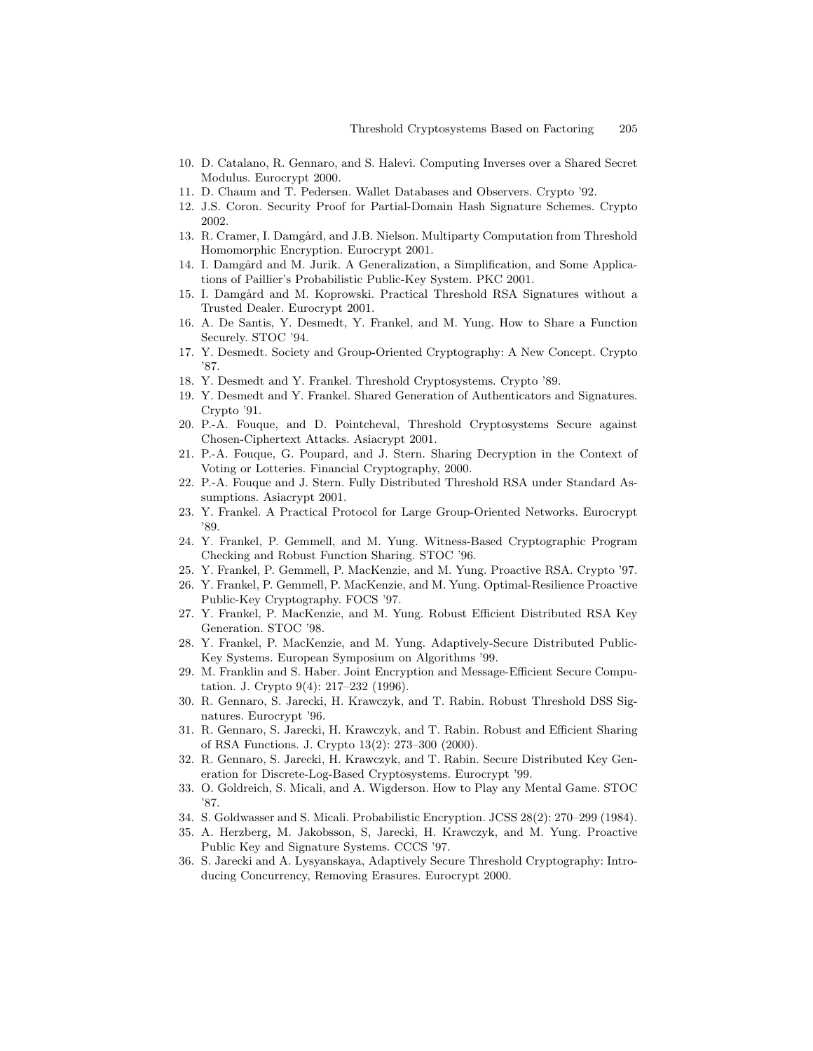10. D. Catalano, R. Gennaro, and S. Halevi. Computing Inverses over a Shared Secret Modulus. Eurocrypt 2000.
11. D. Chaum and T. Pedersen. Wallet Databases and Observers. Crypto '92.
12. J.S. Coron. Security Proof for Partial-Domain Hash Signature Schemes. Crypto 2002.
13. R. Cramer, I. Damgård, and J.B. Nielson. Multiparty Computation from Threshold Homomorphic Encryption. Eurocrypt 2001.
14. I. Damgård and M. Jurik. A Generalization, a Simplification, and Some Applications of Paillier's Probabilistic Public-Key System. PKC 2001.
15. I. Damgård and M. Koprowski. Practical Threshold RSA Signatures without a Trusted Dealer. Eurocrypt 2001.
16. A. De Santis, Y. Desmedt, Y. Frankel, and M. Yung. How to Share a Function Securely. STOC '94.
17. Y. Desmedt. Society and Group-Oriented Cryptography: A New Concept. Crypto '87.
18. Y. Desmedt and Y. Frankel. Threshold Cryptosystems. Crypto '89.
19. Y. Desmedt and Y. Frankel. Shared Generation of Authenticators and Signatures. Crypto '91.
20. P.-A. Fouque, and D. Pointcheval, Threshold Cryptosystems Secure against Chosen-Ciphertext Attacks. Asiacrypt 2001.
21. P.-A. Fouque, G. Poupard, and J. Stern. Sharing Decryption in the Context of Voting or Lotteries. Financial Cryptography, 2000.
22. P.-A. Fouque and J. Stern. Fully Distributed Threshold RSA under Standard Assumptions. Asiacrypt 2001.
23. Y. Frankel. A Practical Protocol for Large Group-Oriented Networks. Eurocrypt '89.
24. Y. Frankel, P. Gemmell, and M. Yung. Witness-Based Cryptographic Program Checking and Robust Function Sharing. STOC '96.
25. Y. Frankel, P. Gemmell, P. MacKenzie, and M. Yung. Proactive RSA. Crypto '97.
26. Y. Frankel, P. Gemmell, P. MacKenzie, and M. Yung. Optimal-Resilience Proactive Public-Key Cryptography. FOCS '97.
27. Y. Frankel, P. MacKenzie, and M. Yung. Robust Efficient Distributed RSA Key Generation. STOC '98.
28. Y. Frankel, P. MacKenzie, and M. Yung. Adaptively-Secure Distributed Public-Key Systems. European Symposium on Algorithms '99.
29. M. Franklin and S. Haber. Joint Encryption and Message-Efficient Secure Computation. J. Crypto 9(4): 217–232 (1996).
30. R. Gennaro, S. Jarecki, H. Krawczyk, and T. Rabin. Robust Threshold DSS Signatures. Eurocrypt '96.
31. R. Gennaro, S. Jarecki, H. Krawczyk, and T. Rabin. Robust and Efficient Sharing of RSA Functions. J. Crypto 13(2): 273–300 (2000).
32. R. Gennaro, S. Jarecki, H. Krawczyk, and T. Rabin. Secure Distributed Key Generation for Discrete-Log-Based Cryptosystems. Eurocrypt '99.
33. O. Goldreich, S. Micali, and A. Wigderson. How to Play any Mental Game. STOC '87.
34. S. Goldwasser and S. Micali. Probabilistic Encryption. JCSS 28(2): 270–299 (1984).
35. A. Herzberg, M. Jakobsson, S, Jarecki, H. Krawczyk, and M. Yung. Proactive Public Key and Signature Systems. CCCS '97.
36. S. Jarecki and A. Lysyanskaya, Adaptively Secure Threshold Cryptography: Introducing Concurrency, Removing Erasures. Eurocrypt 2000.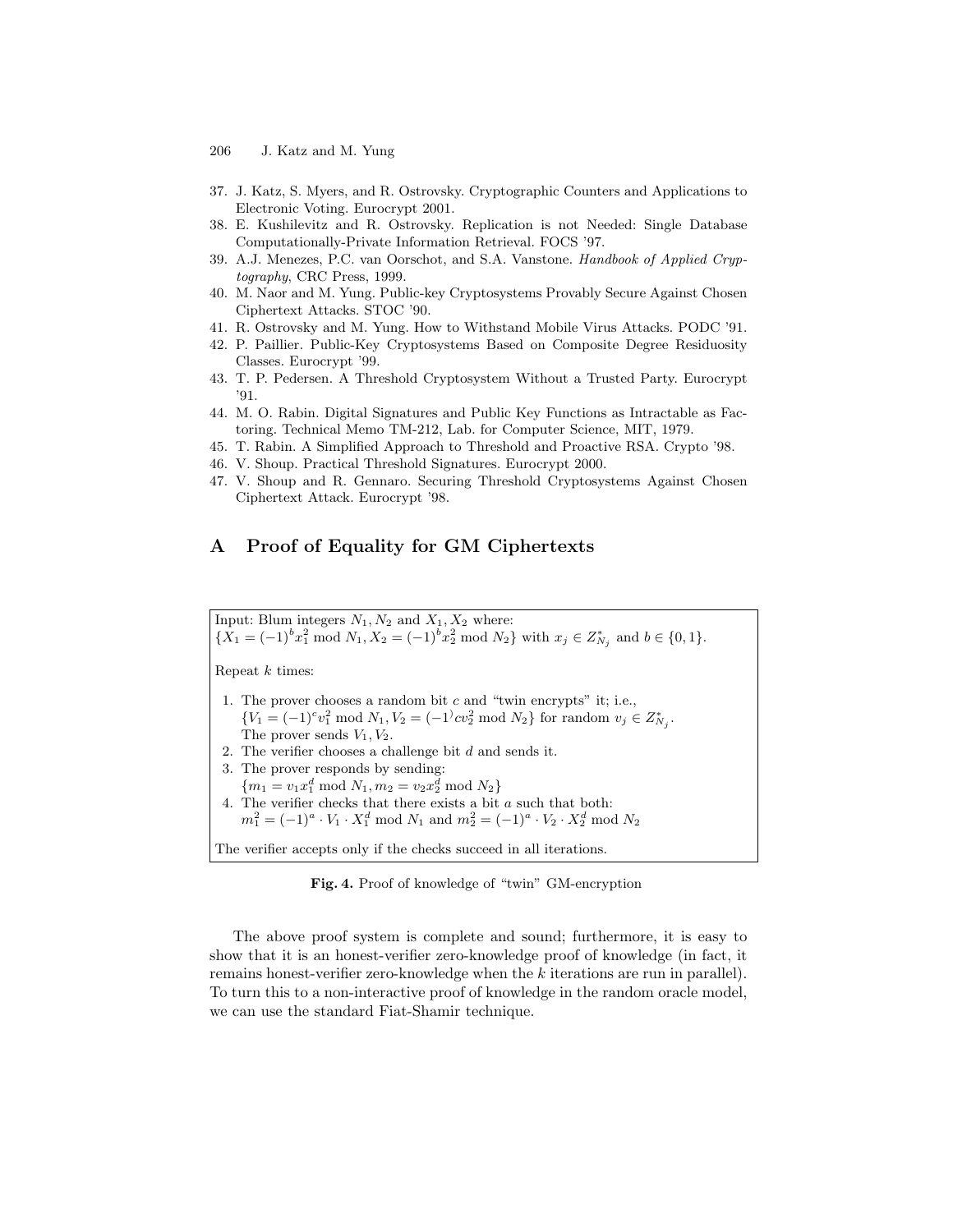37. J. Katz, S. Myers, and R. Ostrovsky. Cryptographic Counters and Applications to Electronic Voting. Eurocrypt 2001.
38. E. Kushilevitz and R. Ostrovsky. Replication is not Needed: Single Database Computationally-Private Information Retrieval. FOCS '97.
39. A.J. Menezes, P.C. van Oorschot, and S.A. Vanstone. *Handbook of Applied Cryptography*, CRC Press, 1999.
40. M. Naor and M. Yung. Public-key Cryptosystems Provably Secure Against Chosen Ciphertext Attacks. STOC '90.
41. R. Ostrovsky and M. Yung. How to Withstand Mobile Virus Attacks. PODC '91.
42. P. Paillier. Public-Key Cryptosystems Based on Composite Degree Residuosity Classes. Eurocrypt '99.
43. T. P. Pedersen. A Threshold Cryptosystem Without a Trusted Party. Eurocrypt '91.
44. M. O. Rabin. Digital Signatures and Public Key Functions as Intractable as Factoring. Technical Memo TM-212, Lab. for Computer Science, MIT, 1979.
45. T. Rabin. A Simplified Approach to Threshold and Proactive RSA. Crypto '98.
46. V. Shoup. Practical Threshold Signatures. Eurocrypt 2000.
47. V. Shoup and R. Gennaro. Securing Threshold Cryptosystems Against Chosen Ciphertext Attack. Eurocrypt '98.

# A Proof of Equality for GM Ciphertexts

Input: Blum integers $N_1, N_2$ and $X_1, X_2$ where:
$\{X_1 = (-1)^b x_1^2 \bmod N_1, X_2 = (-1)^b x_2^2 \bmod N_2\}$ with $x_j \in Z^*_{N_j}$ and $b \in \{0, 1\}$.

Repeat $k$ times:

1. The prover chooses a random bit $c$ and "twin encrypts" it; i.e., $\{V_1 = (-1)^c v_1^2 \bmod N_1, V_2 = (-1^) c v_2^2 \bmod N_2\}$ for random $v_j \in Z^*_{N_j}$. The prover sends $V_1, V_2$.
2. The verifier chooses a challenge bit $d$ and sends it.
3. The prover responds by sending: $\{m_1 = v_1 x_1^d \bmod N_1, m_2 = v_2 x_2^d \bmod N_2\}$
4. The verifier checks that there exists a bit $a$ such that both: $m_1^2 = (-1)^a \cdot V_1 \cdot X_1^d \bmod N_1$ and $m_2^2 = (-1)^a \cdot V_2 \cdot X_2^d \bmod N_2$

The verifier accepts only if the checks succeed in all iterations.

**Fig. 4.** Proof of knowledge of "twin" GM-encryption

The above proof system is complete and sound; furthermore, it is easy to show that it is an honest-verifier zero-knowledge proof of knowledge (in fact, it remains honest-verifier zero-knowledge when the $k$ iterations are run in parallel). To turn this to a non-interactive proof of knowledge in the random oracle model, we can use the standard Fiat-Shamir technique.